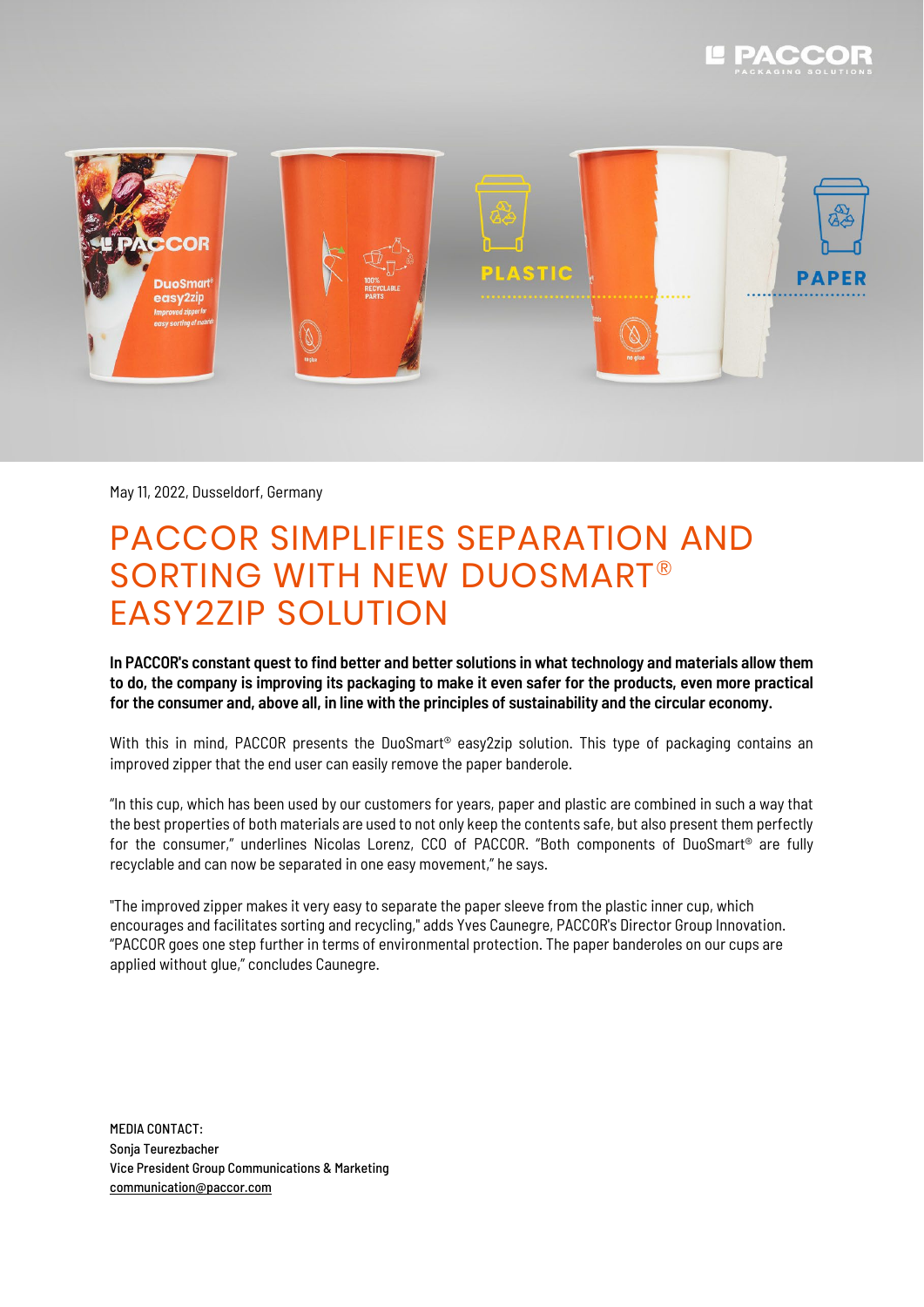May 11, 2022, Dusseldorf, Germany

# PACCOR SIMPLIFIES SEPARATION AND SORTING WITH NEW DUOSMART® EASY2ZIP SOLUTION

**In PACCOR's constant quest to find better and better solutions in what technology and materials allow them to do, the company is improving its packaging to make it even safer for the products, even more practical for the consumer and, above all, in line with the principles of sustainability and the circular economy.**

With this in mind, PACCOR presents the DuoSmart® easy2zip solution. This type of packaging contains an improved zipper that the end user can easily remove the paper banderole.

"In this cup, which has been used by our customers for years, paper and plastic are combined in such a way that the best properties of both materials are used to not only keep the contents safe, but also present them perfectly for the consumer," underlines Nicolas Lorenz, CCO of PACCOR. "Both components of DuoSmart® are fully recyclable and can now be separated in one easy movement," he says.

"The improved zipper makes it very easy to separate the paper sleeve from the plastic inner cup, which encourages and facilitates sorting and recycling," adds Yves Caunegre, PACCOR's Director Group Innovation. "PACCOR goes one step further in terms of environmental protection. The paper banderoles on our cups are applied without glue," concludes Caunegre.

MEDIA CONTACT:
Sonja Teurezbacher
Vice President Group Communications & Marketing
communication@paccor.com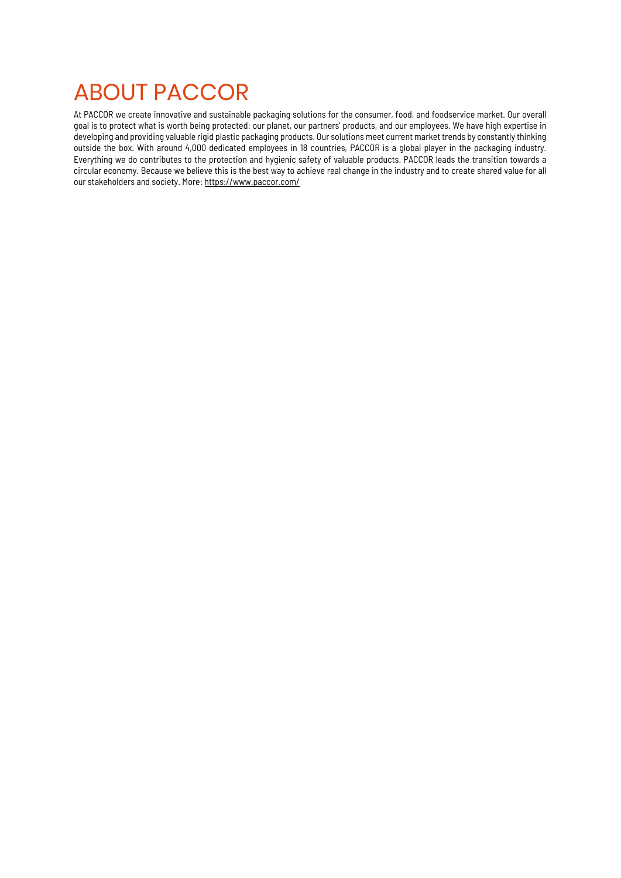# ABOUT PACCOR

At PACCOR we create innovative and sustainable packaging solutions for the consumer, food, and foodservice market. Our overall goal is to protect what is worth being protected: our planet, our partners' products, and our employees. We have high expertise in developing and providing valuable rigid plastic packaging products. Our solutions meet current market trends by constantly thinking outside the box. With around 4,000 dedicated employees in 18 countries, PACCOR is a global player in the packaging industry. Everything we do contributes to the protection and hygienic safety of valuable products. PACCOR leads the transition towards a circular economy. Because we believe this is the best way to achieve real change in the industry and to create shared value for all our stakeholders and society. More: https://www.paccor.com/